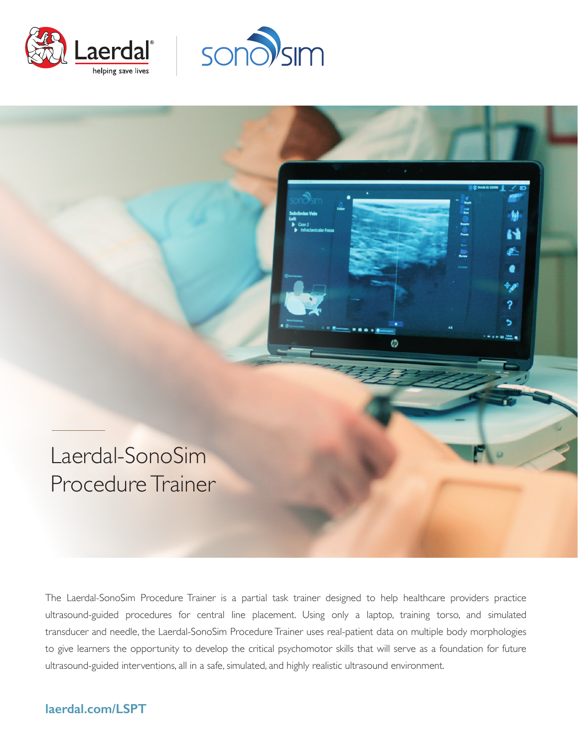# Laerdal-SonoSim Procedure Trainer

The Laerdal-SonoSim Procedure Trainer is a partial task trainer designed to help healthcare providers practice ultrasound-guided procedures for central line placement. Using only a laptop, training torso, and simulated transducer and needle, the Laerdal-SonoSim Procedure Trainer uses real-patient data on multiple body morphologies to give learners the opportunity to develop the critical psychomotor skills that will serve as a foundation for future ultrasound-guided interventions, all in a safe, simulated, and highly realistic ultrasound environment.

**laerdal.com/LSPT**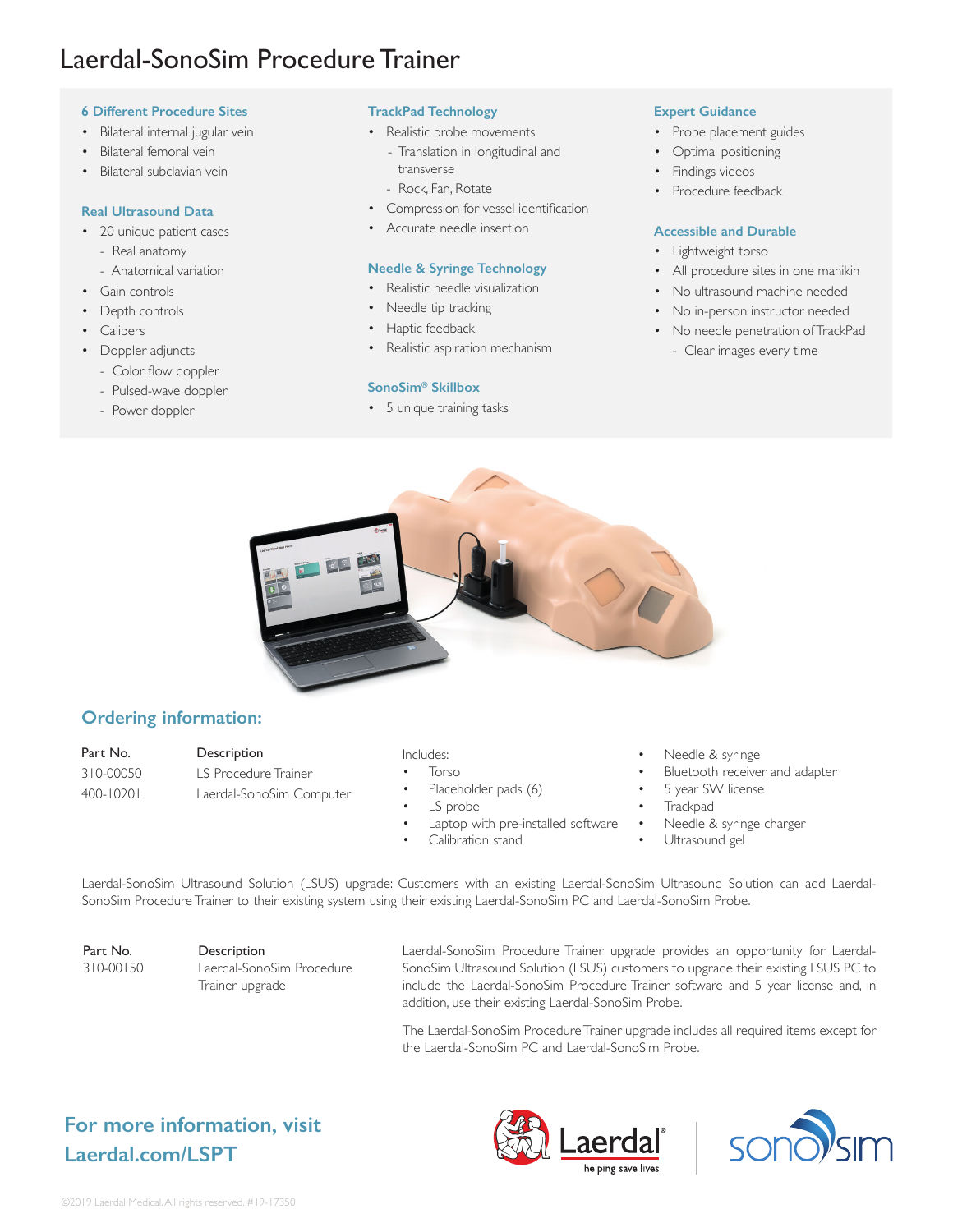# Laerdal-SonoSim Procedure Trainer

### 6 Different Procedure Sites

- Bilateral internal jugular vein
- Bilateral femoral vein
- Bilateral subclavian vein

### Real Ultrasound Data

- 20 unique patient cases
  - Real anatomy
  - Anatomical variation
- Gain controls
- Depth controls
- Calipers
- Doppler adjuncts
  - Color flow doppler
  - Pulsed-wave doppler
  - Power doppler

### TrackPad Technology

- Realistic probe movements
  - Translation in longitudinal and transverse
  - Rock, Fan, Rotate
- Compression for vessel identification
- Accurate needle insertion

### Needle & Syringe Technology

- Realistic needle visualization
- Needle tip tracking
- Haptic feedback
- Realistic aspiration mechanism

### SonoSim® Skillbox

- 5 unique training tasks

### Expert Guidance

- Probe placement guides
- Optimal positioning
- Findings videos
- Procedure feedback

### Accessible and Durable

- Lightweight torso
- All procedure sites in one manikin
- No ultrasound machine needed
- No in-person instructor needed
- No needle penetration of TrackPad
  - Clear images every time

## Ordering information:

| Part No. | Description |
|---|---|
| 310-00050 | LS Procedure Trainer |
| 400-10201 | Laerdal-SonoSim Computer |

Includes:

- Torso
- Placeholder pads (6)
- LS probe
- Laptop with pre-installed software
- Calibration stand
- Needle & syringe
- Bluetooth receiver and adapter
- 5 year SW license
- Trackpad
- Needle & syringe charger
- Ultrasound gel

Laerdal-SonoSim Ultrasound Solution (LSUS) upgrade: Customers with an existing Laerdal-SonoSim Ultrasound Solution can add Laerdal-SonoSim Procedure Trainer to their existing system using their existing Laerdal-SonoSim PC and Laerdal-SonoSim Probe.

| Part No. | Description |
|---|---|
| 310-00150 | Laerdal-SonoSim Procedure Trainer upgrade |

Laerdal-SonoSim Procedure Trainer upgrade provides an opportunity for Laerdal-SonoSim Ultrasound Solution (LSUS) customers to upgrade their existing LSUS PC to include the Laerdal-SonoSim Procedure Trainer software and 5 year license and, in addition, use their existing Laerdal-SonoSim Probe.

The Laerdal-SonoSim Procedure Trainer upgrade includes all required items except for the Laerdal-SonoSim PC and Laerdal-SonoSim Probe.

## For more information, visit Laerdal.com/LSPT

Laerdal helping save lives

sonosim

©2019 Laerdal Medical. All rights reserved. #19-17350